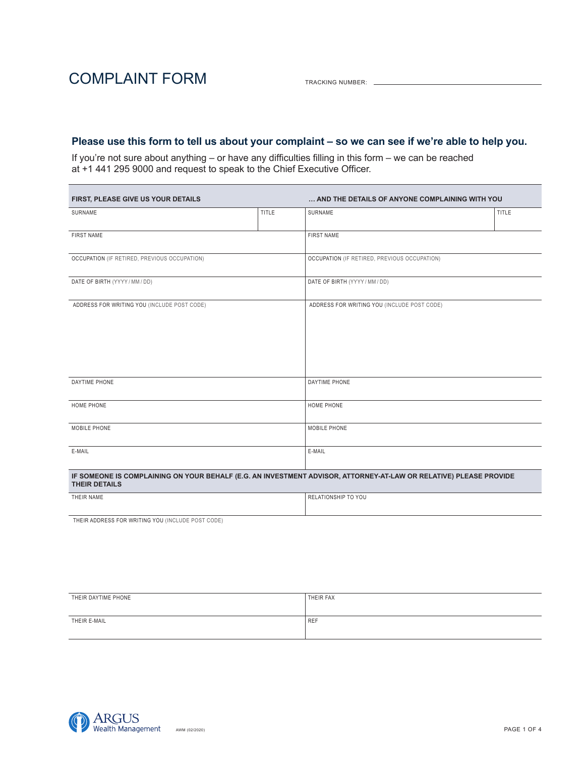# COMPLAINT FORM

TRACKING NUMBER: ______________________

## Please use this form to tell us about your complaint – so we can see if we're able to help you.

If you're not sure about anything – or have any difficulties filling in this form – we can be reached at +1 441 295 9000 and request to speak to the Chief Executive Officer.

| FIRST, PLEASE GIVE US YOUR DETAILS | | … AND THE DETAILS OF ANYONE COMPLAINING WITH YOU | |
|---|---|---|---|
| SURNAME | TITLE | SURNAME | TITLE |
| FIRST NAME | | FIRST NAME | |
| OCCUPATION (IF RETIRED, PREVIOUS OCCUPATION) | | OCCUPATION (IF RETIRED, PREVIOUS OCCUPATION) | |
| DATE OF BIRTH (YYYY / MM / DD) | | DATE OF BIRTH (YYYY / MM / DD) | |
| ADDRESS FOR WRITING YOU (INCLUDE POST CODE) | | ADDRESS FOR WRITING YOU (INCLUDE POST CODE) | |
| DAYTIME PHONE | | DAYTIME PHONE | |
| HOME PHONE | | HOME PHONE | |
| MOBILE PHONE | | MOBILE PHONE | |
| E-MAIL | | E-MAIL | |

| IF SOMEONE IS COMPLAINING ON YOUR BEHALF (E.G. AN INVESTMENT ADVISOR, ATTORNEY-AT-LAW OR RELATIVE) PLEASE PROVIDE THEIR DETAILS | |
|---|---|
| THEIR NAME | RELATIONSHIP TO YOU |
| THEIR ADDRESS FOR WRITING YOU (INCLUDE POST CODE) | |
| THEIR DAYTIME PHONE | THEIR FAX |
| THEIR E-MAIL | REF |

ARGUS Wealth Management

AWM (02/2020)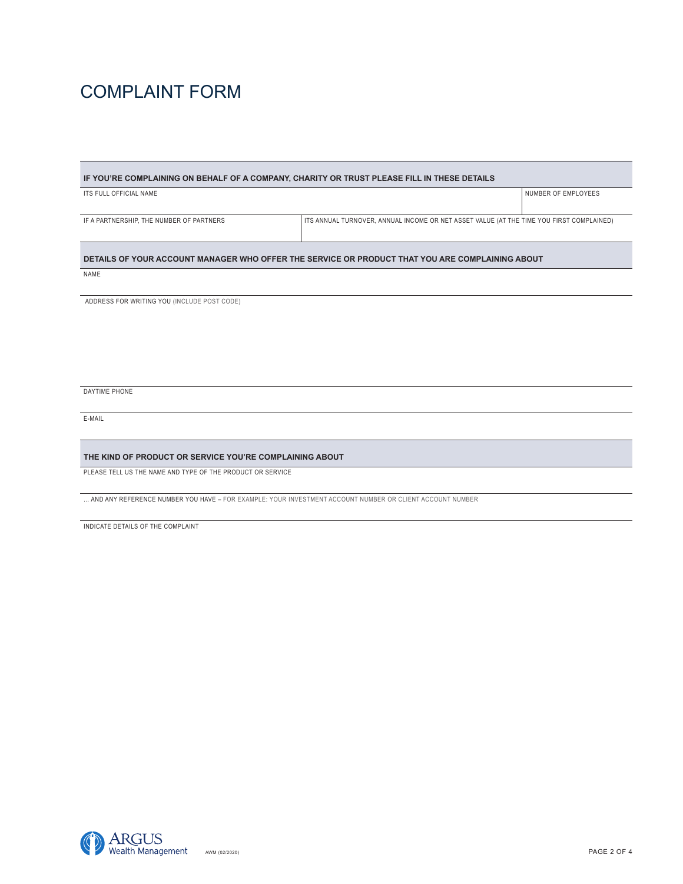# COMPLAINT FORM

## IF YOU'RE COMPLAINING ON BEHALF OF A COMPANY, CHARITY OR TRUST PLEASE FILL IN THESE DETAILS

| ITS FULL OFFICIAL NAME | NUMBER OF EMPLOYEES |
| --- | --- |
| | |

| IF A PARTNERSHIP, THE NUMBER OF PARTNERS | ITS ANNUAL TURNOVER, ANNUAL INCOME OR NET ASSET VALUE (AT THE TIME YOU FIRST COMPLAINED) |
| --- | --- |
| | |

## DETAILS OF YOUR ACCOUNT MANAGER WHO OFFER THE SERVICE OR PRODUCT THAT YOU ARE COMPLAINING ABOUT

NAME

ADDRESS FOR WRITING YOU (INCLUDE POST CODE)

DAYTIME PHONE

E-MAIL

## THE KIND OF PRODUCT OR SERVICE YOU'RE COMPLAINING ABOUT

PLEASE TELL US THE NAME AND TYPE OF THE PRODUCT OR SERVICE

... AND ANY REFERENCE NUMBER YOU HAVE – FOR EXAMPLE: YOUR INVESTMENT ACCOUNT NUMBER OR CLIENT ACCOUNT NUMBER

INDICATE DETAILS OF THE COMPLAINT

ARGUS Wealth Management AWM (02/2020)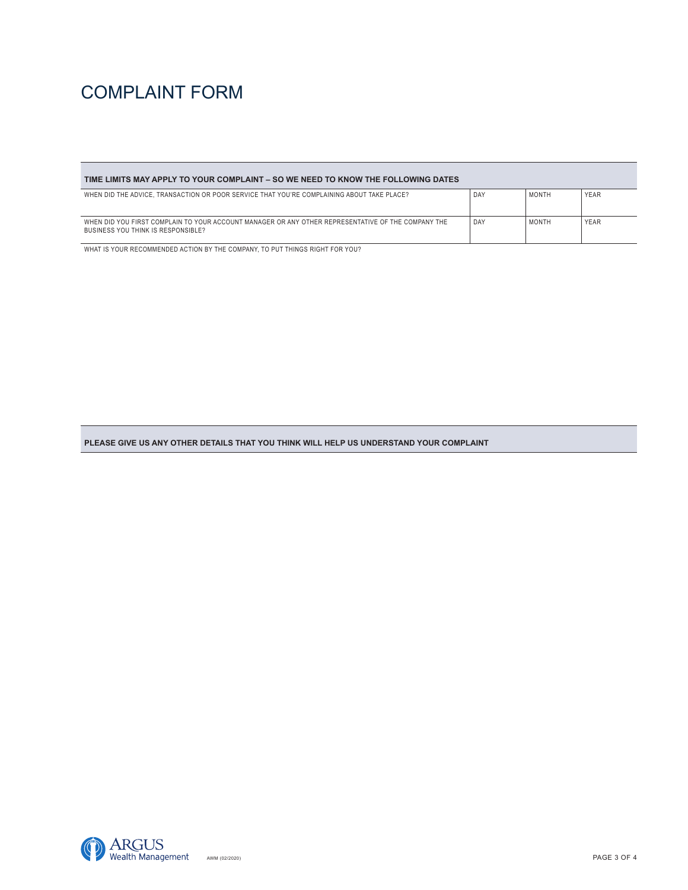# COMPLAINT FORM

| TIME LIMITS MAY APPLY TO YOUR COMPLAINT – SO WE NEED TO KNOW THE FOLLOWING DATES | | | |
|---|---|---|---|
| WHEN DID THE ADVICE, TRANSACTION OR POOR SERVICE THAT YOU'RE COMPLAINING ABOUT TAKE PLACE? | DAY | MONTH | YEAR |
| WHEN DID YOU FIRST COMPLAIN TO YOUR ACCOUNT MANAGER OR ANY OTHER REPRESENTATIVE OF THE COMPANY THE BUSINESS YOU THINK IS RESPONSIBLE? | DAY | MONTH | YEAR |

WHAT IS YOUR RECOMMENDED ACTION BY THE COMPANY, TO PUT THINGS RIGHT FOR YOU?

**PLEASE GIVE US ANY OTHER DETAILS THAT YOU THINK WILL HELP US UNDERSTAND YOUR COMPLAINT**

ARGUS Wealth Management

AWM (02/2020)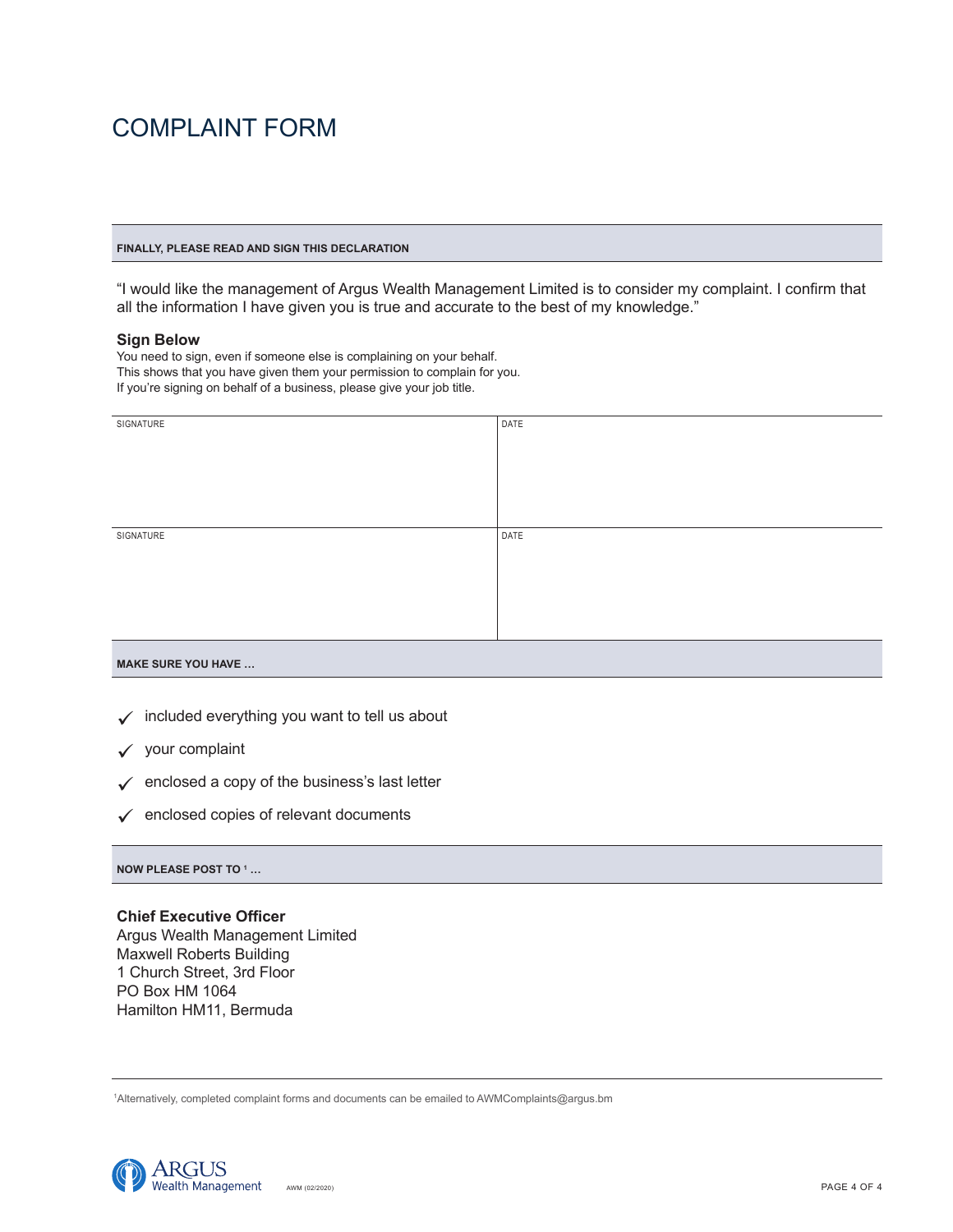# COMPLAINT FORM

**FINALLY, PLEASE READ AND SIGN THIS DECLARATION**

"I would like the management of Argus Wealth Management Limited is to consider my complaint. I confirm that all the information I have given you is true and accurate to the best of my knowledge."

**Sign Below**

You need to sign, even if someone else is complaining on your behalf.
This shows that you have given them your permission to complain for you.
If you're signing on behalf of a business, please give your job title.

| SIGNATURE | DATE |
| --- | --- |
| | |
| SIGNATURE | DATE |
| | |

**MAKE SURE YOU HAVE …**

- ✓ included everything you want to tell us about
- ✓ your complaint
- ✓ enclosed a copy of the business's last letter
- ✓ enclosed copies of relevant documents

**NOW PLEASE POST TO [1] …**

**Chief Executive Officer**
Argus Wealth Management Limited
Maxwell Roberts Building
1 Church Street, 3rd Floor
PO Box HM 1064
Hamilton HM11, Bermuda

[1]Alternatively, completed complaint forms and documents can be emailed to AWMComplaints@argus.bm

ARGUS Wealth Management

AWM (02/2020)